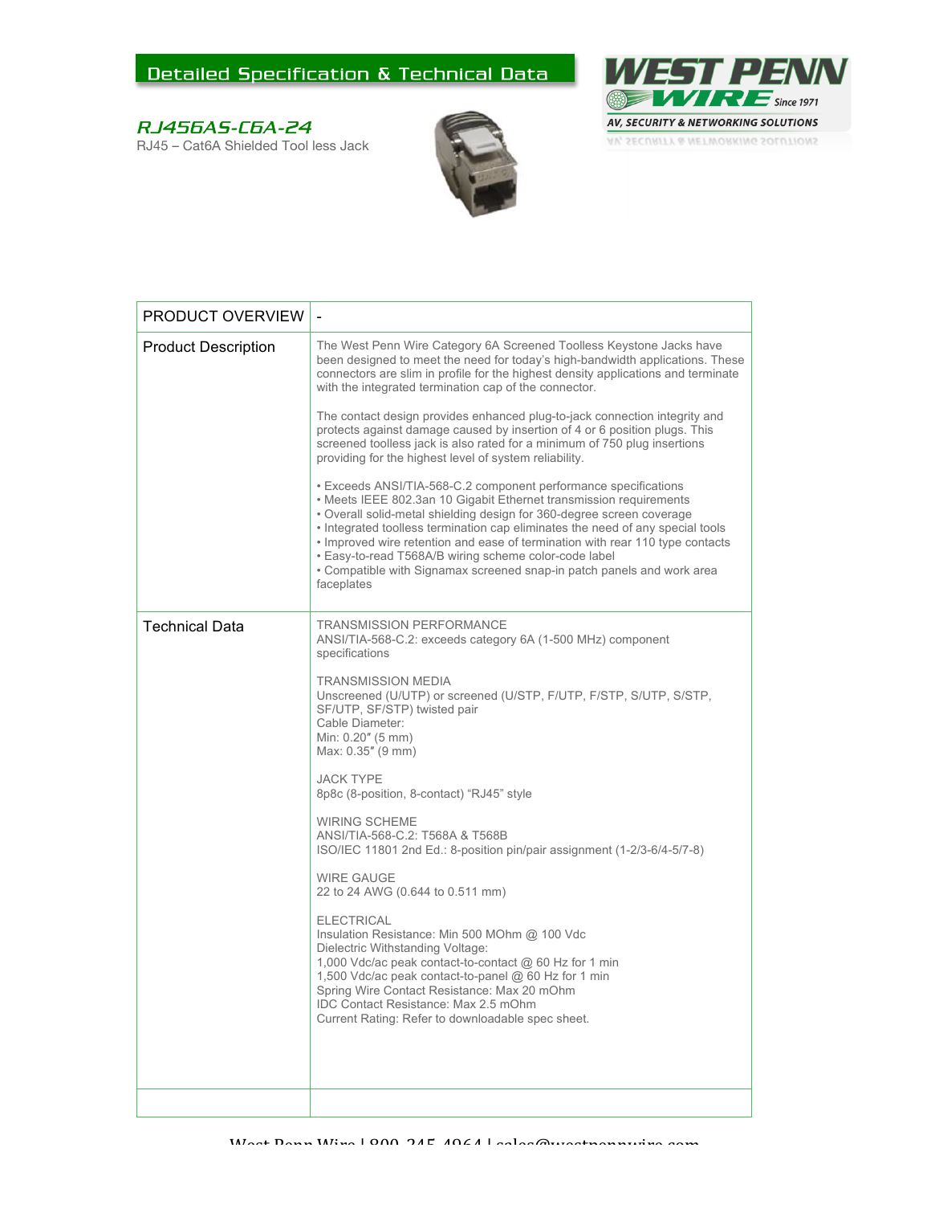# Detailed Specification & Technical Data

WEST PENN WIRE Since 1971
AV, SECURITY & NETWORKING SOLUTIONS

## *RJ456AS-C6A-24*

RJ45 – Cat6A Shielded Tool less Jack

| PRODUCT OVERVIEW | - |
|---|---|
| Product Description | The West Penn Wire Category 6A Screened Toolless Keystone Jacks have been designed to meet the need for today's high-bandwidth applications. These connectors are slim in profile for the highest density applications and terminate with the integrated termination cap of the connector.<br><br>The contact design provides enhanced plug-to-jack connection integrity and protects against damage caused by insertion of 4 or 6 position plugs. This screened toolless jack is also rated for a minimum of 750 plug insertions providing for the highest level of system reliability.<br><br>• Exceeds ANSI/TIA-568-C.2 component performance specifications<br>• Meets IEEE 802.3an 10 Gigabit Ethernet transmission requirements<br>• Overall solid-metal shielding design for 360-degree screen coverage<br>• Integrated toolless termination cap eliminates the need of any special tools<br>• Improved wire retention and ease of termination with rear 110 type contacts<br>• Easy-to-read T568A/B wiring scheme color-code label<br>• Compatible with Signamax screened snap-in patch panels and work area faceplates |
| Technical Data | TRANSMISSION PERFORMANCE<br>ANSI/TIA-568-C.2: exceeds category 6A (1-500 MHz) component specifications<br><br>TRANSMISSION MEDIA<br>Unscreened (U/UTP) or screened (U/STP, F/UTP, F/STP, S/UTP, S/STP, SF/UTP, SF/STP) twisted pair<br>Cable Diameter:<br>Min: 0.20″ (5 mm)<br>Max: 0.35″ (9 mm)<br><br>JACK TYPE<br>8p8c (8-position, 8-contact) "RJ45" style<br><br>WIRING SCHEME<br>ANSI/TIA-568-C.2: T568A & T568B<br>ISO/IEC 11801 2nd Ed.: 8-position pin/pair assignment (1-2/3-6/4-5/7-8)<br><br>WIRE GAUGE<br>22 to 24 AWG (0.644 to 0.511 mm)<br><br>ELECTRICAL<br>Insulation Resistance: Min 500 MOhm @ 100 Vdc<br>Dielectric Withstanding Voltage:<br>1,000 Vdc/ac peak contact-to-contact @ 60 Hz for 1 min<br>1,500 Vdc/ac peak contact-to-panel @ 60 Hz for 1 min<br>Spring Wire Contact Resistance: Max 20 mOhm<br>IDC Contact Resistance: Max 2.5 mOhm<br>Current Rating: Refer to downloadable spec sheet. |
| | |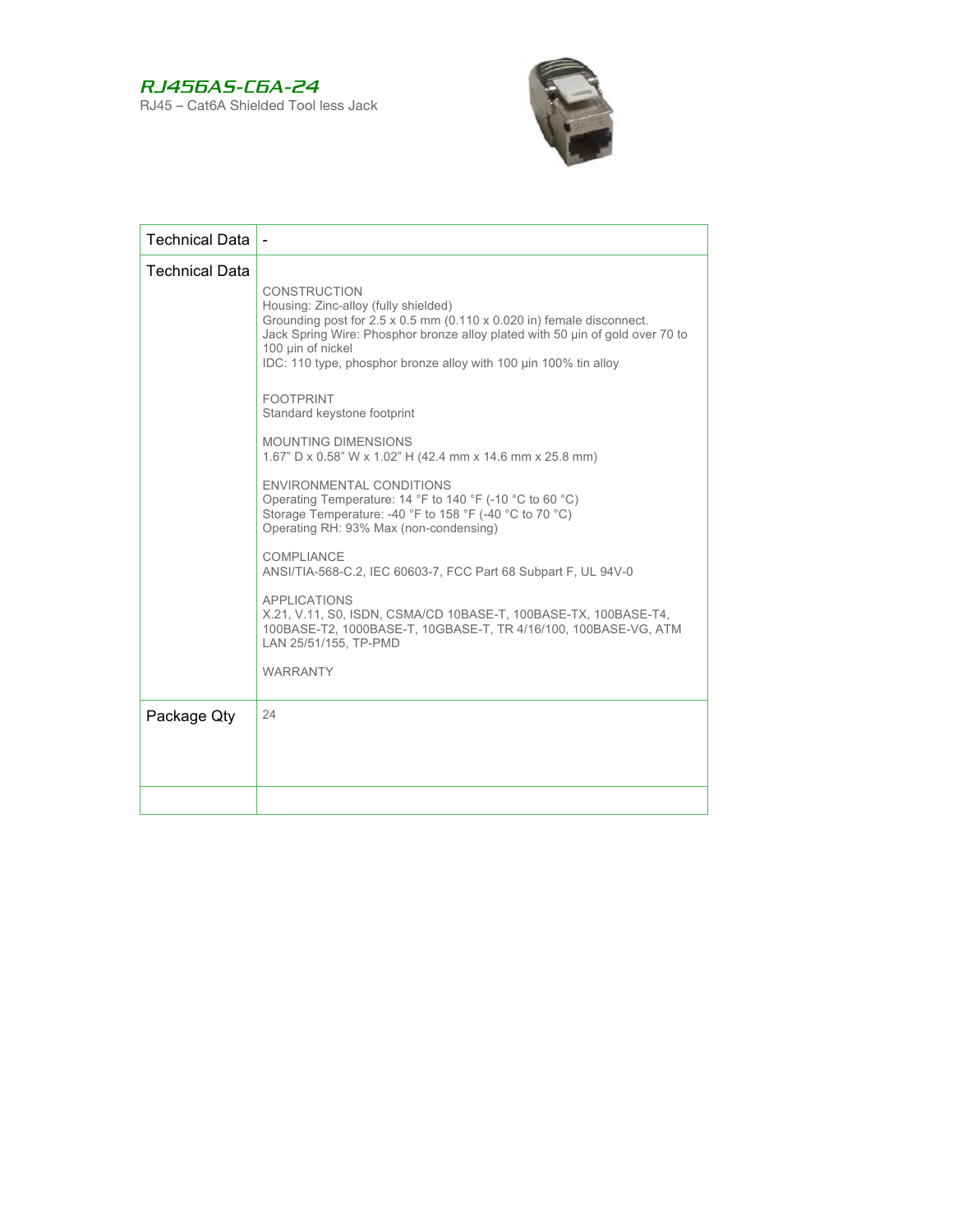## RJ456AS-C6A-24

RJ45 – Cat6A Shielded Tool less Jack

| Technical Data | - |
| --- | --- |
| Technical Data | CONSTRUCTION<br>Housing: Zinc-alloy (fully shielded)<br>Grounding post for 2.5 x 0.5 mm (0.110 x 0.020 in) female disconnect.<br>Jack Spring Wire: Phosphor bronze alloy plated with 50 µin of gold over 70 to 100 µin of nickel<br>IDC: 110 type, phosphor bronze alloy with 100 µin 100% tin alloy<br><br>FOOTPRINT<br>Standard keystone footprint<br><br>MOUNTING DIMENSIONS<br>1.67" D x 0.58" W x 1.02" H (42.4 mm x 14.6 mm x 25.8 mm)<br><br>ENVIRONMENTAL CONDITIONS<br>Operating Temperature: 14 °F to 140 °F (-10 °C to 60 °C)<br>Storage Temperature: -40 °F to 158 °F (-40 °C to 70 °C)<br>Operating RH: 93% Max (non-condensing)<br><br>COMPLIANCE<br>ANSI/TIA-568-C.2, IEC 60603-7, FCC Part 68 Subpart F, UL 94V-0<br><br>APPLICATIONS<br>X.21, V.11, S0, ISDN, CSMA/CD 10BASE-T, 100BASE-TX, 100BASE-T4, 100BASE-T2, 1000BASE-T, 10GBASE-T, TR 4/16/100, 100BASE-VG, ATM LAN 25/51/155, TP-PMD<br><br>WARRANTY |
| Package Qty | 24 |
| | |